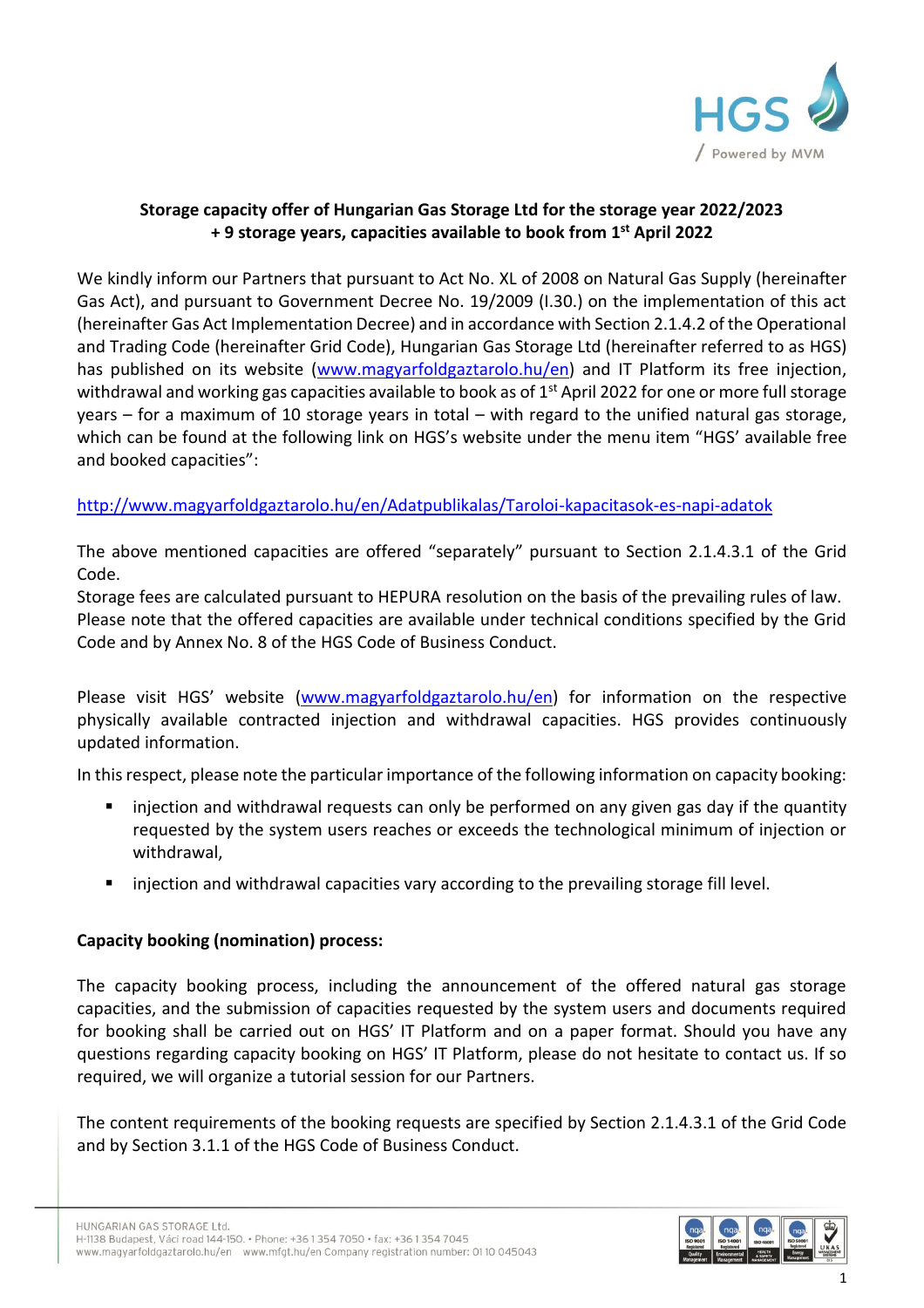**Storage capacity offer of Hungarian Gas Storage Ltd for the storage year 2022/2023 + 9 storage years, capacities available to book from 1st April 2022**

We kindly inform our Partners that pursuant to Act No. XL of 2008 on Natural Gas Supply (hereinafter Gas Act), and pursuant to Government Decree No. 19/2009 (I.30.) on the implementation of this act (hereinafter Gas Act Implementation Decree) and in accordance with Section 2.1.4.2 of the Operational and Trading Code (hereinafter Grid Code), Hungarian Gas Storage Ltd (hereinafter referred to as HGS) has published on its website (www.magyarfoldgaztarolo.hu/en) and IT Platform its free injection, withdrawal and working gas capacities available to book as of 1st April 2022 for one or more full storage years – for a maximum of 10 storage years in total – with regard to the unified natural gas storage, which can be found at the following link on HGS's website under the menu item "HGS' available free and booked capacities":

http://www.magyarfoldgaztarolo.hu/en/Adatpublikalas/Taroloi-kapacitasok-es-napi-adatok

The above mentioned capacities are offered "separately" pursuant to Section 2.1.4.3.1 of the Grid Code.
Storage fees are calculated pursuant to HEPURA resolution on the basis of the prevailing rules of law.
Please note that the offered capacities are available under technical conditions specified by the Grid Code and by Annex No. 8 of the HGS Code of Business Conduct.

Please visit HGS' website (www.magyarfoldgaztarolo.hu/en) for information on the respective physically available contracted injection and withdrawal capacities. HGS provides continuously updated information.

In this respect, please note the particular importance of the following information on capacity booking:

- injection and withdrawal requests can only be performed on any given gas day if the quantity requested by the system users reaches or exceeds the technological minimum of injection or withdrawal,
- injection and withdrawal capacities vary according to the prevailing storage fill level.

**Capacity booking (nomination) process:**

The capacity booking process, including the announcement of the offered natural gas storage capacities, and the submission of capacities requested by the system users and documents required for booking shall be carried out on HGS' IT Platform and on a paper format. Should you have any questions regarding capacity booking on HGS' IT Platform, please do not hesitate to contact us. If so required, we will organize a tutorial session for our Partners.

The content requirements of the booking requests are specified by Section 2.1.4.3.1 of the Grid Code and by Section 3.1.1 of the HGS Code of Business Conduct.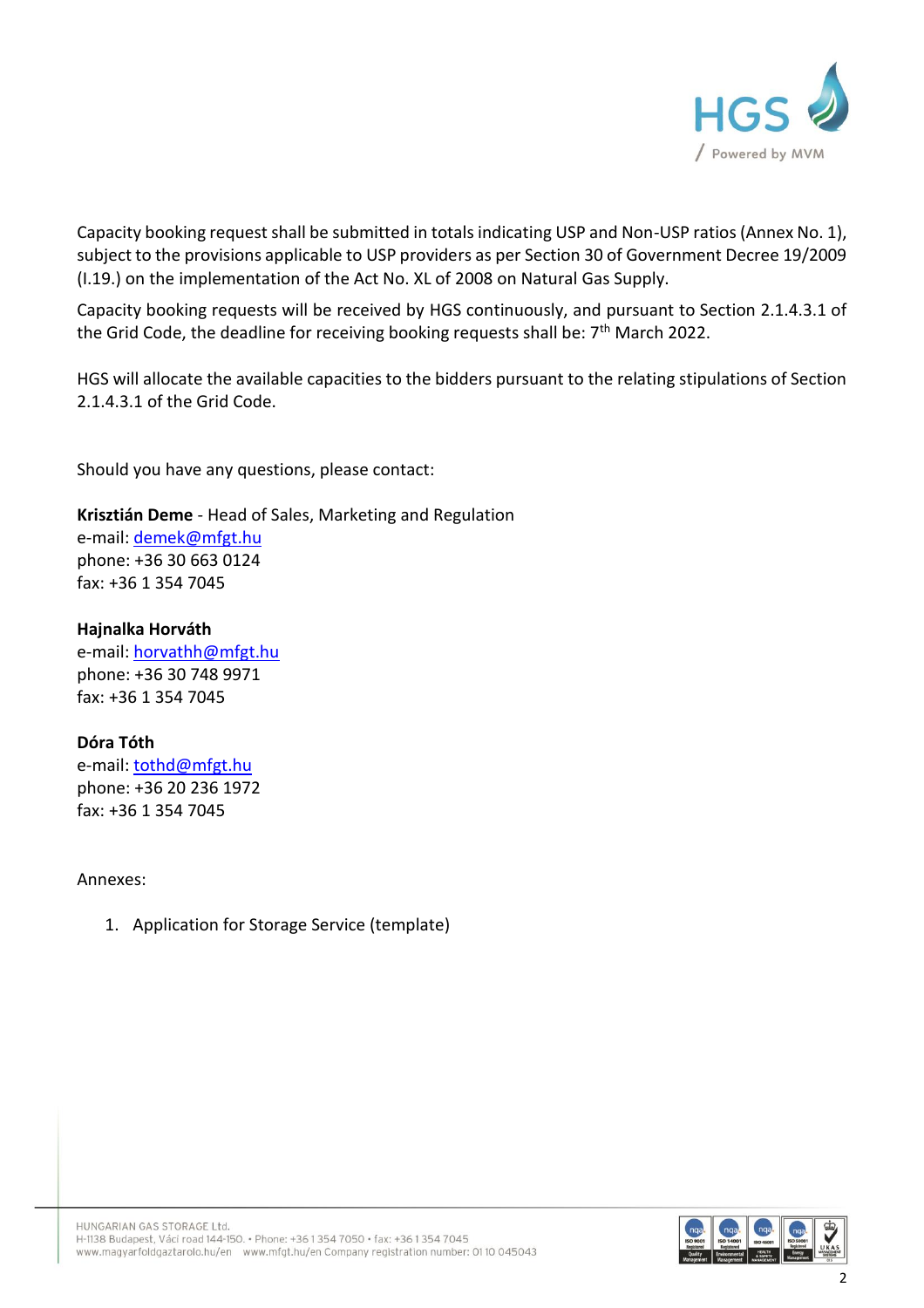Capacity booking request shall be submitted in totals indicating USP and Non-USP ratios (Annex No. 1), subject to the provisions applicable to USP providers as per Section 30 of Government Decree 19/2009 (I.19.) on the implementation of the Act No. XL of 2008 on Natural Gas Supply.

Capacity booking requests will be received by HGS continuously, and pursuant to Section 2.1.4.3.1 of the Grid Code, the deadline for receiving booking requests shall be: 7th March 2022.

HGS will allocate the available capacities to the bidders pursuant to the relating stipulations of Section 2.1.4.3.1 of the Grid Code.

Should you have any questions, please contact:

**Krisztián Deme** - Head of Sales, Marketing and Regulation
e-mail: demek@mfgt.hu
phone: +36 30 663 0124
fax: +36 1 354 7045

**Hajnalka Horváth**
e-mail: horvathh@mfgt.hu
phone: +36 30 748 9971
fax: +36 1 354 7045

**Dóra Tóth**
e-mail: tothd@mfgt.hu
phone: +36 20 236 1972
fax: +36 1 354 7045

Annexes:

1. Application for Storage Service (template)